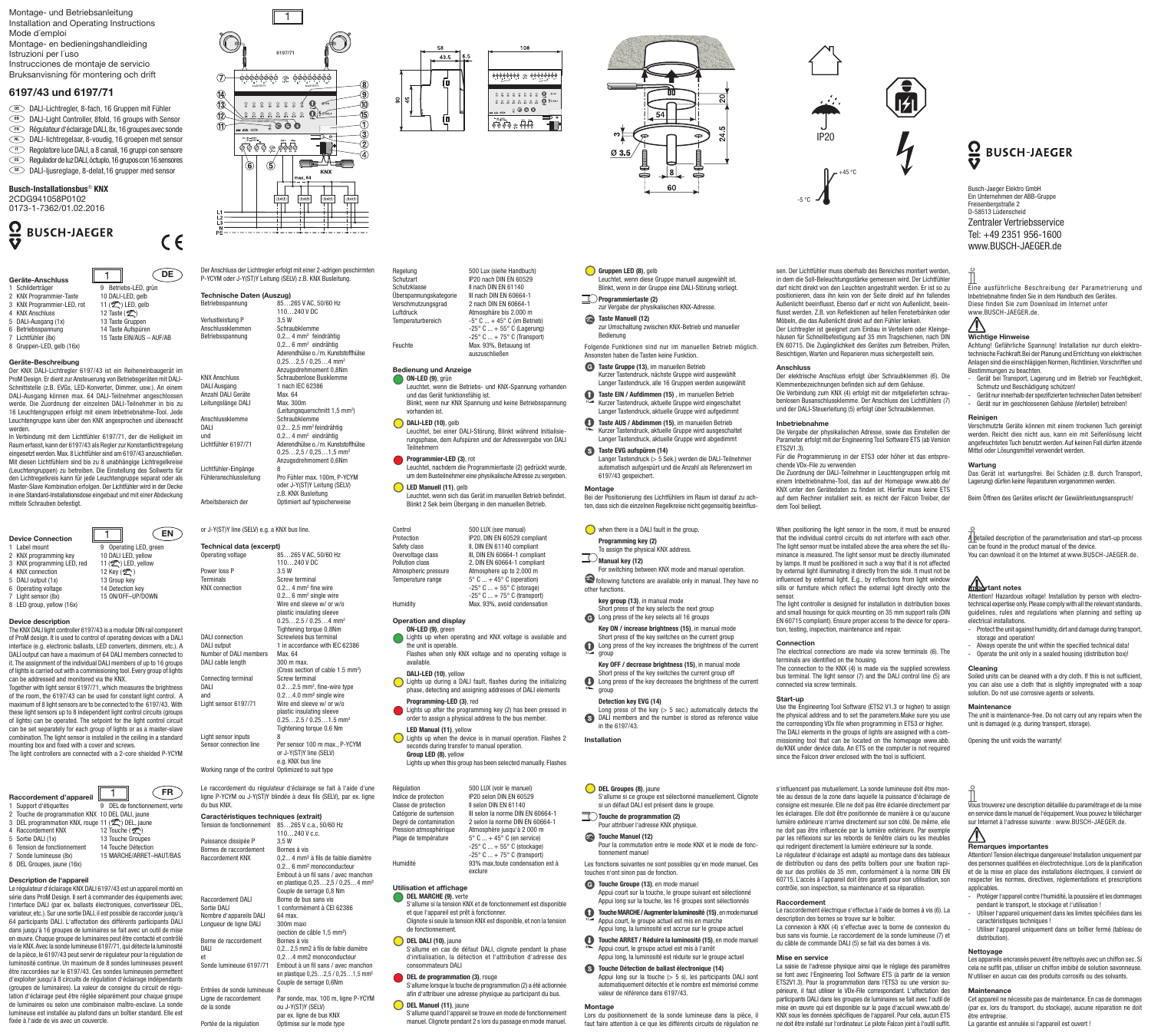Montage- und Betriebsanleitung
Installation and Operating Instructions
Mode d´emploi
Montage- en bedieningshandleiding
Istruzioni per l´uso
Instrucciones de montaje de servicio
Bruksanvisning för montering och drift

# 6197/43 und 6197/71

- DE DALI-Lichtregler, 8-fach, 16 Gruppen mit Fühler
- EN DALI-Light Controller, 8fold, 16 groups with Sensor
- FR Régulateur d'éclairage DALI, 8x, 16 groupes avec sonde
- NL DALI-lichtregelaar, 8-voudig, 16 groepen met sensor
- IT Regolatore luce DALI, a 8 canali, 16 gruppi con sensore
- ES Regulador de luz DALI, óctuplo, 16 grupos con 16 sensores
- SE DALI-ljusreglage, 8-delat,16 grupper med sensor

**Busch-Installationsbus® KNX**
2CDG941058P0102
0173-1-7362/01.02.2016

BUSCH-JAEGER

Busch-Jaeger Elektro GmbH
Ein Unternehmen der ABB-Gruppe
Freisenbergstraße 2
D-58513 Lüdenscheid
Zentraler Vertriebsservice
Tel: +49 2351 956-1600
www.BUSCH-JAEGER.de

## DE

### Geräte-Anschluss

1 Schildträger
2 KNX Programmier-Taste
3 KNX Programmier-LED, rot
4 KNX Anschluss
5 DALI-Ausgang (1x)
6 Betriebsspannung
7 Lichtfühler (8x)
8 Gruppen-LED, gelb (16x)
9 Betriebs-LED, grün
10 DALI-LED, gelb
11 LED, gelb
12 Taste
13 Taste Gruppen
14 Taste Aufspüren
15 Taste EIN/AUS – AUF/AB

### Geräte-Beschreibung

Der KNX DALI-Lichtregler 6197/43 ist ein Reiheneinbaugerät im ProM Design. Er dient zur Ansteuerung von Betriebsgeräten mit DALI-Schnittstelle (z.B. EVGs, LED-Konverter, Dimmer, usw.). An einem DALI-Ausgang können max. 64 DALI-Teilnehmer angeschlossen werden. Die Zuordnung der einzelnen DALI-Teilnehmer in bis zu 16 Leuchtengruppen erfolgt mit einem Inbetriebnahme-Tool. Jede Leuchtengruppe kann über den KNX angesprochen und überwacht werden.

In Verbindung mit dem Lichtfühler 6197/71, der die Helligkeit im Raum erfasst, kann der 6197/43 als Regler zur Konstantlichtregelung eingesetzt werden. Max. 8 Lichtfühler sind am 6197/43 anzuschließen. Mit diesen Lichtfühlern sind bis zu 8 unabhängige Lichtregelkreise (Leuchtengruppen) zu betreiben. Die Einstellung des Sollwerts für den Lichtregelkreis kann für jede Leuchtengruppe separat oder als Master-Slave Kombination erfolgen. Der Lichtfühler wird in der Decke in eine Standard-Installationsdose eingebaut und mit einer Abdeckung mittels Schrauben befestigt.

Der Anschluss der Lichtregler erfolgt mit einer 2-adrigen geschirmten P-YCYM oder J-Y(ST)Y Leitung (SELV) z.B. KNX Busleitung.

### Technische Daten (Auszug)

| | |
|---|---|
| Betriebsspannung | 85…265 V AC, 50/60 Hz<br>110…240 V DC |
| Verlustleistung P | 3,5 W |
| Anschlussklemmen | Schraubklemme |
| Betriebsspannung | 0,2... 4 mm² feindrähtig<br>0,2... 6 mm² eindrähtig<br>Aderendhülse o./m. Kunststoffhülse<br>0,25…2,5 / 0,25…4 mm²<br>Anzugsdrehmoment 0,8Nm |
| KNX Anschluss | Schraubenlose Busklemme |
| DALI Ausgang | 1 nach IEC 62386 |
| Anzahl DALI Geräte | Max. 64 |
| Leitungslänge DALI | Max. 300m<br>(Leitungsquerschnitt 1,5 mm²) |
| Anschlussklemme | Schraubklemme |
| DALI<br>und<br>Lichtfühler 6197/71 | 0,2... 2,5 mm² feindrähtig<br>0,2... 4 mm² eindrähtig<br>Aderendhülse o./m. Kunststoffhülse<br>0,25…2,5 / 0,25…1,5 mm²<br>Anzugsdrehmoment 0,6Nm |
| Lichtfühler-Eingänge | 8 |
| Fühleranschlussleitung | Pro Fühler max. 100m, P-YCYM<br>oder J-Y(ST)Y Leitung (SELV)<br>z.B. KNX Busleitung |
| Arbeitsbereich der | Optimiert auf typischerweise |
| Regelung | 500 Lux (siehe Handbuch) |
| Schutzart | IP20 nach DIN EN 60529 |
| Schutzklasse | II nach DIN EN 61140 |
| Überspannungskategorie | III nach DIN EN 60664-1 |
| Verschmutzungsgrad | 2 nach DIN EN 60664-1 |
| Luftdruck | Atmosphäre bis 2.000 m |
| Temperaturbereich | -5° C ... + 45° C (im Betrieb)<br>-25° C ... + 55° C (Lagerung)<br>-25° C ... + 75° C (Transport) |
| Feuchte | Max. 93%, Betauung ist auszuschließen |

### Bedienung und Anzeige

**ON-LED (9)**, grün
Leuchtet, wenn die Betriebs- und KNX-Spannung vorhanden und das Gerät funktionsfähig ist.
Blinkt, wenn nur KNX Spannung und keine Betriebsspannung vorhanden ist.

**DALI-LED (10)**, gelb
Leuchtet, bei einer DALI-Störung, Blinkt während Initialisierungsphase, dem Aufspüren und der Adressvergabe von DALI Teilnehmern

**Programmier-LED (3)**, rot
Leuchtet, nachdem die Programmiertaste (2) gedrückt wurde, um dem Busteilnehmer eine physikalische Adresse zu vergeben.

**LED Manuell (11)**, gelb
Leuchtet, wenn sich das Gerät im manuellen Betrieb befindet. Blinkt 2 Sek beim Übergang in den manuellen Betrieb.

**Gruppen LED (8)**, gelb
Leuchtet, wenn diese Gruppe manuell ausgewählt ist. Blinkt, wenn in der Gruppe eine DALI-Störung vorliegt.

**Programmiertaste (2)**
zur Vergabe der physikalischen KNX-Adresse.

**Taste Manuell (12)**
zur Umschaltung zwischen KNX-Betrieb und manueller Bedienung

Folgende Funktionen sind nur im manuellen Betrieb möglich. Ansonsten haben die Tasten keine Funktion.

**Taste Gruppe (13)**, im manuellen Betrieb
Kurzer Tastendruck, nächste Gruppe wird ausgewählt
Langer Tastendruck, alle 16 Gruppen werden ausgewählt

**Taste EIN / Aufdimmen (15)**, im manuellen Betrieb
Kurzer Tastendruck, aktuelle Gruppe wird eingeschaltet
Langer Tastendruck, aktuelle Gruppe wird aufgedimmt

**Taste AUS / Abdimmen (15)**, im manuellen Betrieb
Kurzer Tastendruck, aktuelle Gruppe wird ausgeschaltet
Langer Tastendruck, aktuelle Gruppe wird abgedimmt

**Taste EVG aufspüren (14)**
Langer Tastendruck (> 5 Sek.) werden die DALI-Teilnehmer automatisch aufgespürt und die Anzahl als Referenzwert im 6197/43 gespeichert.

### Montage

Bei der Positionierung des Lichtfühlers im Raum ist darauf zu achten, dass sich die einzelnen Regelkreise nicht gegenseitig beeinflussen. Der Lichtfühler muss oberhalb des Bereiches montiert werden, in dem die Soll-Beleuchtungsstärke gemessen wird. Der Lichtfühler darf nicht direkt von den Leuchten angestrahlt werden. Er ist so zu positionieren, dass ihn keine von der Seite direkt auf ihn fallendes Außenlicht beeinflusst. Ebenso darf er nicht von Außenlicht, beeinflusst werden. Z.B. von Reflektionen auf hell lackierten Fensterbänken oder Möbeln, die das Außenlicht direkt auf den Fühler lenken.
Der Lichtregler ist geeignet zum Einbau in Verteilern oder Kleingehäusen für Schnellbefestigung auf 35 mm Tragschienen, nach DIN EN 60715. Die Zugänglichkeit des Gerätes zum Betreiben, Prüfen, Besichtigen, Warten und Reparieren muss sichergestellt sein.

### Anschluss

Der elektrische Anschluss erfolgt über Schraubklemmen (6). Die Klemmenbezeichnungen befinden sich auf dem Gehäuse.
Die Verbindung zum KNX (4) erfolgt mit der mitgelieferten schraubenlosen Busanschlussklemme. Der Anschluss des Lichtfühlers (7) und der DALI-Steuerleitung (5) erfolgt über Schraubklemmen.

### Inbetriebnahme

Die Vergabe der physikalischen Adresse, sowie das Einstellen der Parameter erfolgt mit der Engineering Tool Software ETS (ab Version ETS2V1.3).
Für die Programmierung in der ETS3 oder höher ist das entsprechende VDx-File zu verwenden
Die Zuordnung der DALI-Teilnehmer in Leuchtengruppen erfolgt mit einem Inbetriebnahme-Tool, das auf der Homepage www.abb.de/KNX unter den Gerätedaten zu finden ist. Hierfür muss keine ETS auf dem Rechner installiert sein, es reicht der Falcon Treiber, der dem Tool beiliegt.

Eine ausführliche Beschreibung der Parametrierung und Inbetriebnahme finden Sie in dem Handbuch des Gerätes. Diese finden Sie zum Download im Internet unter www.BUSCH-JAEGER.de.

### Wichtige Hinweise

Achtung! Gefährliche Spannung! Installation nur durch elektrotechnische Fachkraft.Bei der Planung und Errichtung von elektrischen Anlagen sind die einschlägigen Normen, Richtlinien, Vorschriften und Bestimmungen zu beachten.
- Gerät bei Transport, Lagerung und im Betrieb vor Feuchtigkeit, Schmutz und Beschädigung schützen!
- Gerät nur innerhalb der spezifizierten technischen Daten betreiben!
- Gerät nur im geschlossenen Gehäuse (Verteiler) betreiben!

### Reinigen

Verschmutzte Geräte können mit einem trockenen Tuch gereinigt werden. Reicht dies nicht aus, kann ein mit Seifenlösung leicht angefeuchtetes Tuch benutzt werden. Auf keinen Fall dürfen ätzende Mittel oder Lösungsmittel verwendet werden.

### Wartung

Das Gerät ist wartungsfrei. Bei Schäden (z.B. durch Transport, Lagerung) dürfen keine Reparaturen vorgenommen werden.

Beim Öffnen des Gerätes erlischt der Gewährleistungsanspruch!

## EN

### Device Connection

1 Label mount
2 KNX programming key
3 KNX programming LED, red
4 KNX connection
5 DALI output (1x)
6 Operating voltage
7 Light sensor (8x)
8 LED group, yellow (16x)
9 Operating LED, green
10 DALI LED, yellow
11 LED, yellow
12 Key
13 Group key
14 Detection key
15 ON/OFF–UP/DOWN

### Device description

The KNX DALI light controller 6197/43 is a modular DIN rail component of ProM design. It is used to control of operating devices with a DALI interface (e.g. electronic ballasts, LED converters, dimmers, etc.). A DALI output can have a maximum of 64 DALI members connected to it. The assignment of the individual DALI members of up to 16 groups of lights is carried out with a commissioning tool. Every group of lights can be addressed and monitored via the KNX.
Together with light sensor 6197/71, which measures the brightness of the room, the 6197/43 can be used for constant light control. A maximum of 8 light sensors are to be connected to the 6197/43. With these light sensors up to 8 independent light control circuits (groups of lights) can be operated. The setpoint for the light control circuit can be set separately for each group of lights or as a master-slave combination. The light sensor is installed in the ceiling in a standard mounting box and fixed with a cover and screws.
The light controllers are connected with a 2-core shielded P-YCYM or J-Y(ST)Y line (SELV) e.g. a KNX bus line.

### Technical data (excerpt)

| | |
|---|---|
| Operating voltage | 85…265 V AC, 50/60 Hz<br>110…240 V DC |
| Power loss P | 3.5 W |
| Terminals | Screw terminal |
| KNX connection | 0.2... 4 mm² fine wire<br>0.2... 6 mm² single wire<br>Wire end sleeve w/ or w/o plastic insulating sleeve<br>0.25…2.5 / 0.25…4 mm²<br>Tightening torque 0.8Nm |
| DALI connection | Screwless bus terminal |
| DALI output | 1 in accordance with IEC 62386 |
| Number of DALI members | Max. 64 |
| DALI cable length | 300 m max.<br>(Cross section of cable 1.5 mm²) |
| Connecting terminal | Screw terminal |
| DALI<br>and<br>Light sensor 6197/71 | 0.2... 2.5 mm², fine-wire type<br>0.2....4.0 mm² single wire<br>Wire end sleeve w/ or w/o plastic insulating sleeve<br>0.25…2.5 / 0.25…1.5 mm²<br>Tightening torque 0.6 Nm |
| Light sensor inputs | 8 |
| Sensor connection line | Per sensor 100 m max., P-YCYM or J-Y(ST)Y line (SELV)<br>e.g. KNX bus line |
| Working range of the control | Optimized to suit type |
| Control | 500 LUX (see manual) |
| Protection | IP20, DIN EN 60529 compliant |
| Safety class | II, DIN EN 61140 compliant |
| Overvoltage class | III, DIN EN 60664-1 compliant |
| Pollution class | 2, DIN EN 60664-1 compliant |
| Atmospheric pressure | Atmosphere up to 2,000 m |
| Temperature range | 5° C ... + 45° C (operation)<br>-25° C ... + 55° C (storage)<br>-25° C ... + 75° C (transport) |
| Humidity | Max. 93%, avoid condensation |

### Operation and display

**ON-LED (9)**, green
Lights up when operating and KNX voltage is available and the unit is operable.
Flashes when only KNX voltage and no operating voltage is available.

**DALI-LED (10)**, yellow
Lights up during a DALI fault, flashes during the initializing phase, detecting and assigning addresses of DALI members

**Programming-LED (3)**, red
Lights up after the programming key (2) has been pressed in order to assign a physical address to the bus member.

**LED Manual (11)**, yellow
Lights up when the device is in manual operation. Flashes 2 seconds during transfer to manual operation.

**Group LED (8)**, yellow
Lights up when this group has been selected manually. Flashes when there is a DALI fault in the group.

**Programming key (2)**
To assign the physical KNX address.

**Manual key (12)**
For switching between KNX mode and manual operation.

following functions are available only in manual. They have no other functions.

**key group (13)**, in manual mode
Short press of the key selects the next group
Long press of the key selects all 16 groups

**Key ON / increase brightness (15)**, in manual mode
Short press of the key switches on the current group
Long press of the key increases the brightness of the current group

**Key OFF / decrease brightness (15)**, in manual mode
Short press of the key switches the current group off
Long press of the key decreases the brightness of the current group

**Detection key EVG (14)**
Long press of the key (> 5 sec.) automatically detects the DALI members and the number is stored as reference value in the 6197/43.

### Installation

When positioning the light sensor in the room, it must be ensured that the individual control circuits do not interfere with each other. The light sensor must be installed above the area where the set illuminance is measured. The light sensor must be directly illuminated by lamps. It must be positioned in such a way that it is not affected by external light illuminating it directly from the side. It must not be influenced by external light. E.g., by reflections from light window sills or furniture which reflect the external light directly onto the sensor.
The light controller is designed for installation in distribution boxes and small housings for quick mounting on 35 mm support rails (DIN EN 60715 compliant). Ensure proper access to the device for operation, testing, inspection, maintenance and repair.

### Connection

The electrical connections are made via screw terminals (6). The terminals are identified on the housing.
The connection to the KNX (4) is made via the supplied screwless bus terminal. The light sensor (7) and the DALI control line (5) are connected via screw terminals.

### Start-up

Use the Engineering Tool Software (ETS2 V1.3 or higher) to assign the physical address and to set the parameters.Make sure you use the corresponding VDx file when programming in ETS3 or higher.
The DALI elements in the groups of lights are assigned with a commissioning tool that can be located on the homepage www.abb.de/KNX under device data. An ETS on the computer is not required since the Falcon driver enclosed with the tool is sufficient.

A detailed description of the parameterisation and start-up process can be found in the product manual of the device.
You can download it on the Internet at www.BUSCH-JAEGER.de.

### Important notes

Attention! Hazardous voltage! Installation by person with electrotechnical expertise only. Please comply with all the relevant standards, guidelines, rules and regulations when planning and setting up electrical installations.
- Protect the unit against humidity, dirt and damage during transport, storage and operation!
- Always operate the unit within the specified technical data!
- Operate the unit only in a sealed housing (distribution box)!

### Cleaning

Soiled units can be cleaned with a dry cloth. If this is not sufficient, you can also use a cloth that is slightly impregnated with a soap solution. Do not use corrosive agents or solvents.

### Maintenance

The unit is maintenance-free. Do not carry out any repairs when the unit is damaged (e.g. during transport, storage).

Opening the unit voids the warranty!

## FR

### Raccordement d'appareil

1 Support d'étiquettes
2 Touche de programmation KNX
3 DEL programmation KNX, rouge
4 Raccordement KNX
5 Sortie DALI (1x)
6 Tension de fonctionnement
7 Sonde lumineuse (8x)
8 DEL Groupes, jaune (16x)
9 DEL de fonctionnement, verte
10 DEL DALI, jaune
11 DEL, jaune
12 Touche
13 Touche Groupes
14 Touche Détection
15 MARCHE/ARRET–HAUT/BAS

### Description de l'appareil

Le régulateur d'éclairage KNX DALI 6197/43 est un appareil monté en série dans ProM Design. Il sert à commander des équipements avec l'interface DALI (par ex. ballasts électroniques, convertisseur DEL, variateur, etc.). Sur une sortie DALI, il est possible de raccorder jusqu'à 64 participants DALI. L'affectation des différents participants DALI dans jusqu'à 16 groupes de luminaires se fait avec un outil de mise en œuvre. Chaque groupe de luminaires peut être contacté et contrôlé via le KNX. Avec la sonde lumineuse 6197/71, qui détecte la luminosité de la pièce, le 6197/43 peut servir de régulateur pour la régulation de luminosité continue. Un maximum de 8 sondes lumineuses peuvent être raccordées sur le 6197/43. Ces sondes lumineuses permettent d'exploiter jusqu'à 8 circuits de régulation d'éclairage indépendants (groupes de luminaires). La valeur de consigne du circuit de régulation de l'éclairage peut être réglée séparément pour chaque groupe de luminaires ou sous une combinaison maître-esclave. La sonde lumineuse est installée au plafond dans un boîtier standard. Elle est fixée à l'aide de vis avec un couvercle.

Le raccordement du régulateur d'éclairage se fait à l'aide d'une ligne P-YCYM ou J-Y(ST)Y blindée à deux fils (SELV), par ex. ligne du bus KNX.

### Caractéristiques techniques (extrait)

| | |
|---|---|
| Tension de fonctionnement | 85…265 V c.a., 50/60 Hz<br>110…240 V c.c. |
| Puissance dissipée P | 3,5 W |
| Bornes de raccordement | Bornes à vis |
| Raccordement KNX | 0,2... 4 mm² à fils de faible diamètre<br>0,2... 6 mm² monoconducteur<br>Embout à un fil sans / avec manchon en plastique 0,25…2,5 / 0,25…4 mm²<br>Couple de serrage 0,8 Nm |
| Raccordement DALI | Borne de bus sans vis |
| Sortie DALI | 1 conformément à CEI 62386 |
| Nombre d'appareils DALI | 64 max. |
| Longueur de ligne DALI | 300m maxi<br>(section de câble 1,5 mm²) |
| Borne de raccordement | Bornes à vis |
| DALI<br>et<br>Sonde lumineuse 6197/71 | 0,2... 2,5 mm2 à fils de faible diamètre<br>0,2....4 mm2 monoconducteur<br>Embout à un fil sans / avec manchon en plastique 0,25…2,5 / 0,25…1,5 mm²<br>Couple de serrage 0,6Nm |
| Entrées de sonde lumineuse | 8 |
| Ligne de raccordement de la sonde | Par sonde, max. 100 m, ligne P-YCYM ou J-Y(ST)Y (SELV)<br>par ex. ligne de bus KNX |
| Portée de la régulation | Optimisé sur le mode type |
| Régulation | 500 LUX (voir le manuel) |
| Indice de protection | IP20 selon DIN EN 60529 |
| Classe de protection | II selon DIN EN 61140 |
| Catégorie de surtension | III selon la norme DIN EN 60664-1 |
| Degré de contamination | 2 selon la norme DIN EN 60664-1 |
| Pression atmosphérique | Atmosphère jusqu'à 2 000 m |
| Plage de température | 5° C ... + 45° C (en service)<br>-25° C ... + 55° C (stockage)<br>-25° C ... + 75° C (transport) |
| Humidité | 93% max,toute condensation est à exclure |

### Utilisation et affichage

**DEL MARCHE (9)**, verte
S'allume si la tension KNX et de fonctionnement est disponible et que l'appareil est prêt à fonctionner.
Clignote si seule la tension KNX est disponible, et non la tension de fonctionnement.

**DEL DALI (10)**, jaune
S'allume en cas de défaut DALI, clignote pendant la phase d'initialisation, la détection et l'attribution d'adresse des consommateurs DALI

**DEL de programmation (3)**, rouge
S'allume lorsque la touche de programmation (2) a été actionnée afin d'attribuer une adresse physique au participant du bus.

**DEL Manuel (11)**, jaune
S'allume quand l'appareil se trouve en mode de fonctionnement manuel. Clignote pendant 2 s lors du passage en mode manuel.

**DEL Groupes (8)**, jaune
S'allume si ce groupe est sélectionné manuellement. Clignote si un défaut DALI est présent dans le groupe.

**Touche de programmation (2)**
Pour attribuer l'adresse KNX physique.

**Touche Manuel (12)**
Pour la commutation entre le mode KNX et le mode de fonctionnement manuel

Les fonctions suivantes ne sont possibles qu'en mode manuel. Ces touches n'ont sinon pas de fonction.

**Touche Groupe (13)**, en mode manuel
Appui court sur la touche, le groupe suivant est sélectionné
Appui long sur la touche, les 16 groupes sont sélectionnés

**Touche MARCHE / Augmenter la luminosité (15)**, en mode manuel
Appui court, le groupe actuel est mis en marche
Appui long, la luminosité est accrue sur le groupe actuel

**Touche ARRET / Réduire la luminosité (15)**, en mode manuel
Appui court, le groupe actuel est mis à l'arrêt
Appui long, la luminosité est réduite sur le groupe actuel

**Touche Détection de ballast électronique (14)**
Appui long sur la touche (> 5 s), les participants DALI sont automatiquement détectés et le nombre est mémorisé comme valeur de référence dans 6197/43.

### Montage

Lors du positionnement de la sonde lumineuse dans la pièce, il faut faire attention à ce que les différents circuits de régulation ne s'influencent pas mutuellement. La sonde lumineuse doit être montée au dessus de la zone dans laquelle la puissance d'éclairage de consigne est mesurée. Elle ne doit pas être éclairée directement par les éclairages. Elle doit être positionnée de façon à ce qu'aucune lumière extérieure n'arrive directement sur son côté. De même, elle ne doit pas être influencée par la lumière extérieure. Par exemple par les réflexions sur les rebords de fenêtre clairs ou les meubles qui redirigent directement la lumière extérieure sur la sonde.
Le régulateur d'éclairage est adapté au montage dans des tableaux de distribution ou dans des petits boîtiers pour une fixation rapide sur des profilés de 35 mm, conformément à la norme DIN EN 60715. L'accès à l'appareil doit être garanti pour son utilisation, son contrôle, son inspection, sa maintenance et sa réparation.

### Raccordement

Le raccordement électrique s'effectue à l'aide de bornes à vis (6). La description des bornes se trouve sur le boîtier.
La connexion à KNX (4) s'effectue avec la borne de connexion du bus sans vis fournie. Le raccordement de la sonde lumineuse (7) et du câble de commande DALI (5) se fait via des bornes à vis.

### Mise en service

La saisie de l'adresse physique ainsi que le réglage des paramètres se font avec l'Engineering Tool Software ETS (à partir de la version ETS2V1.3). Pour la programmation dans l'ETS3 ou une version supérieure, il faut utiliser le VDx-File correspondant. L'affectation des participants DALI dans les groupes de luminaires se fait avec l'outil de mise en œuvre qui est disponible sur la page d'accueil www.abb.de/KNX sous les données spécifiques de l'appareil. Pour cela, aucun ETS ne doit être installé sur l'ordinateur. Le pilote Falcon joint à l'outil suffit.

Vous trouverez une description détaillée du paramétrage et de la mise en service dans le manuel de l'équipement. Vous pouvez le télécharger sur Internet à l'adresse suivante : www.BUSCH-JAEGER.de.

### Remarques importantes

Attention! Tension électrique dangereuse! Installation uniquement par des personnes qualifiées en électrotechnique. Lors de la planification et de la mise en place des installations électriques, il convient de respecter les normes, directives, réglementations et prescriptions applicables.
- Protéger l'appareil contre l'humidité, la poussière et les dommages pendant le transport, le stockage et l'utilisation !
- Utiliser l'appareil uniquement dans les limites spécifiées dans les caractéristiques techniques !
- Utiliser l'appareil uniquement dans un boîtier fermé (tableau de distribution).

### Nettoyage

Les appareils encrassés peuvent être nettoyés avec un chiffon sec. Si cela ne suffit pas, utiliser un chiffon imbibé de solution savonneuse. N'utiliser en aucun cas des produits corrosifs ou des solvants.

### Maintenance

Cet appareil ne nécessite pas de maintenance. En cas de dommages (par ex. lors du transport, du stockage), aucune réparation ne doit être entreprise.
La garantie est annulée si l'appareil est ouvert !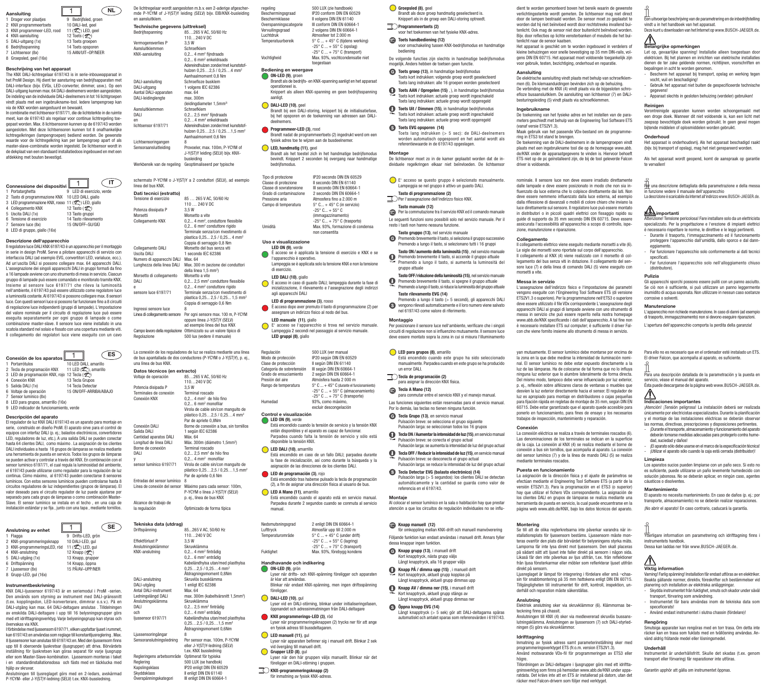# Aansluiting

1 NL

1 Drager voor plaatjes
2 KNX programmeertoets
3 KNX programmeer-LED, rood
4 KNX-aansluiting
5 DALI-uitgang (1x)
6 Bedrijfsspanning
7 Lichtsensor (8x)
8 Groepsled, geel (16x)
9 Bedrijfsled, groen
10 DALI-led, geel
11 LED, geel
12 Toets
13 Toets groepen
14 Toets opsporen
15 AAN/UIT–OP/NEER

## Beschrijving van het apparaat

De KNX DALI-lichtregelaar 6197/43 is in serie-inbouwapparaat in het ProM Design. Hij dient ter aansluiting van bedrijfsapparaten met DALI-interface (bijv. EVGs, LED-converter, dimmer, usw.). Op een DALI-uitgang kunnen max. 64 DALI-deelnemers worden aangesloten. De indeling van de individuele DALI-deelnemers in tot 16 lichtgroepen vindt plaats met een ingebruikname-tool. Iedere lampengroep kan via de KNX worden aangestuurd en bewaakt.

In combinatie met lichtsensor 6197/71, die de lichtsterkte in de ruimte meet, kan de 6197/43 als regelaar voor continue lichtregeling toegepast worden. Max. 8 lichtsensoren kunnen op de 6197/43 worden aangesloten. Met deze lichtsensoren kunnen tot op 8 onafhankelijke lichtregelingen (lampengroepen) gebied worden. De gewenste waarde voor de lichtregelking kan per lampengroep apart of als master-slave-combinatie worden ingesteld. De lichtsensor wordt in de dekplaat van een standaard installatiedoos ingebouwd en met een afdekking met bouten bevestigd.

De lichtregelaar wordt aangesloten m.b.v. een 2-aderige afgeschermde P-YCYM of J-Y(St)Y leiding (SELV) bijv. EIB/KNX-busleiding en aansluitklem.

## Technische gegevens (uittreksel)

| | |
|---|---|
| Bedrijfsspanning | 85…265 V AC, 50/60 Hz<br>110…240 V DC |
| Vermogensverlies P | 3,5 W |
| Aansluitklemmen | Schroefklem |
| KNX-aansluiting | 0,2… 4 mm² fijndraads<br>0,2… 6 mm² enkeldraads<br>Adereindhulzen zonder/met kunststofhulzen 0,25…2,5 / 0,25…4 mm²<br>Aanhaalmoment 0,8 Nm |
| DALI-aansluiting | Schroefloze busklem |
| DALI-uitgang | 1 volgens IEC 62386 |
| Aantal DALI-apparaten | max. 64 |
| DALI-leidinglengte | max. 300m (leidingdiameter 1,5mm²) |
| Aansluitklemmen | Schroefklem |
| DALI en lichtsensor 6197/71 | 0,2… 2,5 mm² fijndraads<br>0,2… 4 mm² enkeldraads<br>Adereindhulzen zonder/met kunststofhulzen 0,25…2,5 / 0,25…1,5 mm²<br>Aanhaalmoment 0,6 Nm |
| Lichtsensoringangen | 8 |
| Sensoraansluitleiding | Provoeler, max. 100m, P-YCYM of J-Y(St)Y leiding (SELV) bijv. KNX-busleiding |
| Werkbereik van de regeling | Geoptimaliseerd per typische regeling 500 LUX (zie handboek) |
| Beschermingsgraad | IP20 conform DIN EN 60529 |
| Beschermklasse | II volgens DIN EN 61140 |
| Overspanningscategorie | III conform DIN EN 60664-1 |
| Vervuilingsgraad | 2 volgens DIN EN 60664-1 |
| Luchtdruk | Atmosfeer tot 2.000 m |
| Temperatuurbereik | 5° C… + 45° C (tijdens werking)<br>-25° C … + 55° C (opslag)<br>-25° C … + 75° C (transport) |
| Vochtigheid | Max. 93%, vochtcondensatie niet toegestaan |

## Bediening en weergave

**ON-LED (9)**, groen
Brandt als de bedrijfs- en KNX-spanning aanligt en het apparaat operationeel is.
Knippert als alleen KNX-spanning en geen bedrijfsspanning aanligt.

**DALI-LED (10)**, geel
Brandt bij een DALI-storing, knippert bij de initialisatiefase, bij het opsporen en de toekenning van adressen aan DALI-deelnemers.

**Programmeer-LED (3)**, rood
Brandt nadat de programmeertoets (2) ingedrukt werd om een fysiek adres toe te wijzen aan de busdeelnemer.

**LED, handmatig (11)**, geel
Brandt als het toestel zich in het handmatige bedrijfsmodus bevindt. Knippert 2 seconden bij overgang naar handmatige bedrijfsmodus.

**Groepsled (8)**, geel
Brandt als deze groep handmatig geselecteerd is.
Knippert als in de groep een DALI-storing optreedt.

**Programmeertoets (2)**
voor het toekennen van het fysieke KNX-adres.

**Toets handbediening (12)**
voor omschakeling tussen KNX-bedrijfsmodus en handmatige bediening

De volgende functies zijn slechts in handmatige bedrijfsmodus mogelijk. Anders hebben de toetsen geen functie.

**G Toets groep (13)**, in handmatige bedrijfsmodus
Toets kort indrukken: volgende groep wordt geselecteerd
Toets lang indrukken: alle 16 groepen worden geselecteerd

**Toets AAN / Opregelen (15)**, in handmatige bedrijfsmodus
Toets kort indrukken: actuele groep wordt ingeschakeld
Toets lang indrukken: actuele groep wordt opgeregeld

**Toets Uit / Dimmen (15)**, in handmatige bedrijfsmodus
Toets kort indrukken: actuele groep wordt uitgeschakeld
Toets lang indrukken: actuele groep wordt opgeregeld

**S Toets EVG opsporen (14)**
Toets lang indrukken (> 5 sec): de DALI-deelnemers worden automatisch opgespoord en het aantal wordt als referentiewaarde in de 6197/43 opgeslagen.

## Montage

De lichtsensor moet zo in de kamer geplaatst worden dat de individuele regelkringen elkaar niet beïnvloeden. De lichtsensor dient te worden gemonteerd boven het bereik waarin de gewenste verlichtingssterkte wordt gemeten. De lichtsensor mag niet direct door de lampen bestraald worden. De sensor moet zo geplaatst te worden dat hij niet beïnvloed wordt door rechtstreeks invallend buitenlicht. Ook mag de sensor niet door buitenlicht beschenen worden. Bijv. door reflecties op lichte vensterbanken of meubels die het buitenlicht naar de sensor kaatsen.

Het apparaat is geschikt om te worden ingebouwd in verdelers of kleine behuizingen voor snelle bevestiging op 35 mm DIN-rails, volgens DIN EN 60715. Het moet voldoende toegankelijk zijn voor gebruik, testen, bezichtiging, onderhoud en reparatie.

## Aansluiting

De elektrische aansluiting vindt plaats met behulp van schroefklemmen (6). De klemaanduidingen bevinden zich op de behuizing.
De verbinding met de KNX (4) vindt plaats via de bijgesloten schroefloze busaansluitklem. De aansluiting van lichtsensor (7) en DALI-besturingsleiding (5) vindt plaats via schroefklemmen.

## Ingebruikname

De toekenning van het fysieke adres en het instellen van de parameters geschiedt met behulp van de Engineering Tool Software ETS (vanaf versie ETS2V1.3).
Maak gebruik van het passende VDx-bestand om de programmering in ETS3 tot stand te brengen.
De toekenning van de DALI-deelnemers in de lampengroepen vindt plaats met een ingebruikname tool die op de homepage www.abb.de/KNX onder de apparaatgegevens te vinden is. Hiervoor behoeft ETS niet op de pc geïnstalleerd zijn, bij de tool geleverde Falcon driver is voldoende.

Een uitvoerige beschrijving van de parametrering en de inbedrijfstelling vindt u in het handboek van het apparaat.
Deze kunt u downloaden van het Internet op www.BUSCH-JAEGER.de.

## Belangrijke opmerkingen

Let op, gevaarlijke spanning! Installatie alleen toegestaan door elektricien. Bij het plannen en inrichten van elektrische installaties dienen de ter zake geldende normen, richtlijnen, voorschriften en bepalingen in acht te worden genomen.
- Bescherm het apparaat bij transport, opslag en werking tegen vocht, vuil en beschadiging!
- Gebruik het apparaat niet buiten de gespecificeerde technische gegevens!
- Apparaat slechts in gesloten behuizing (verdeler) gebruiken!

## Reinigen

Verontreinigde apparaten kunnen worden schoongemaakt met een droge doek. Wanneer dit niet voldoende is, kan een licht met zeepsop bevochtigde doek worden gebruikt. In geen geval mogen bijtende middelen of oplosmiddelen worden gebruikt.

## Onderhoud

Het apparaat is onderhoudsvrij. Als het apparaat beschadigd raakt (bijv. bij transport of opslag), mag het niet gerepareerd worden.

Als het apparaat wordt geopend, komt de aanspraak op garantie te vervallen!

# Connessione dei dispositivi

1 IT

1 Portatarghetta
2 Tasto di programmazione KNX
3 LED di programmazione KNX, rosso
4 Collegamento KNX
5 Uscita DALI (1x)
6 Tensione di esercizio
7 Sensore luce (8x)
8 LED di gruppo, giallo (16x)
9 LED di esercizio, verde
10 LED DALI, giallo
11 LED, giallo
12 Tasto
13 Tasto gruppi
14 Tasto rilevamento
15 ON/OFF–SU/GIÙ

## Descrizione dell'apparecchio

Il regolatore luce DALI KNX 6197/43 è un apparecchio per il montaggio in serie in design ProM. Serve a pilotare apparecchi di servizio con interfaccia DALI (ad esempio EVG, convertitori LED, variluce, ecc.). Ad un'uscita DALI si possono collegare max. 64 apparecchi DALI. L'assegnazione dei singoli apparecchi DALI in gruppi formati da fino a 16 lampade avviene con uno strumento di messa in servizio. Ciascun gruppo di lampade può essere comandato e monitorato tramite KNX.
Insieme al sensore luce 6197/71 che rileva la luminosità nell'ambiente, il 6197/43 può essere utilizzato come regolatore luce a luminosità costante. Al 6197/43 si possono collegare max. 8 sensori luce. Con questi sensori luce si possono far funzionare fino a 8 circuiti di regolazione luce indipendenti (gruppi di lampade). L'impostazione del valore nominale per il circuito di regolazione luce può essere eseguita separatamente per ogni gruppo di lampade o come combinazione master-slave. Il sensore luce viene installato in una scatola standard nel solaio e fissato con una copertura mediante viti. Il collegamento dei regolatori luce viene eseguito con un cavo schermato P-YCYM o J-Y(St)Y a 2 conduttori (SELV), ad esempio linea del bus KNX.

## Dati tecnici (estratto)

| | |
|---|---|
| Tensione di esercizio | 85 … 265 V AC, 50/60 Hz<br>110 … 240 V DC |
| Potenza dissipata P | 3,5 W |
| Morsetti | Morsetto a vite |
| Collegamento KNX | 0,2… 4 mm² conduttore flessibile<br>0,2… 6 mm² conduttore rigido<br>Terminale senza/con rivestimento di plastica 0,25… 2,5 / 0,25… 4 mm²<br>Coppia di serraggio 0,8 Nm |
| Collegamento DALI | Morsetto del bus senza viti |
| Uscita DALI | 1 secondo IEC 62386 |
| Numero di apparecchi DALI | Max. 64 |
| Lunghezza della linea DALI | Max. 300 m (sezione dei conduttori della linea 1,5 mm²) |
| Morsetto di collegamento | Morsetto a vite |
| DALI e sensore luce 6197/71 | 0,2… 2,5 mm² conduttore flessibile<br>0,2… 4 mm² conduttore rigido<br>Terminale senza/con rivestimento di plastica, 0,25… 2,5 / 0,25… 1,5 mm²<br>Coppia di serraggio 0,6 Nm |
| Ingressi sensore luce | 8 |
| Linea di collegamento sensore | Per ogni sensore max. 100 m, P-YCYM oppure linea J-Y(St)Y (SELV) ad esempio linea del bus KNX |
| Campo lavoro della regolazione | Ottimizzato su un valore tipico di |
| Regolazione | 500 lux (vedere il manuale) |
| Tipo di protezione | IP20 secondo DIN EN 60529 |
| Classe di protezione | II secondo DIN EN 61140 |
| Classe di sovratensione | III secondo DIN EN 60664-1 |
| Grado di contaminazione | 2 secondo DIN EN 60664-1 |
| Pressione aria | Atmosfera fino a 2.000 m |
| Campo di temperatura | 5° C… + 45° C (in servizio)<br>-25° C … + 55° C (immagazzinamento)<br>-25° C … + 75° C (trasporto) |
| Umidità | Max. 93%, formazione di condensa non consentita |

## Uso e visualizzazione

**LED ON (9)**, verde
È acceso se è applicata la tensione di esercizio e KNX e se l'apparecchio è operativo.
Lampeggia se è applicata solo la tensione KNX e non la tensione di esercizio.

**LED DALI (10)**, giallo
È acceso in caso di guasto DALI; lampeggia durante la fase di inizializzazione, il rilevamento e l'assegnazione degli indirizzi agli apparecchi DALI

**LED di programmazione (3)**, rosso
È acceso dopo aver premuto il tasto di programmazione (2) per assegnare un indirizzo fisico al nodo del bus.

**LED manuale (11)**, giallo
E' acceso se l'apparecchio si trova nel servizio manuale. Lampeggia 2 secondi nel passaggio al servizio manuale.

**LED gruppi (8)**, giallo
E' acceso se questo gruppo è selezionato manualmente. Lampeggia se nel gruppo è attivo un guasto DALI.

**Tasto di programmazione (2)**
Per l'assegnazione dell'indirizzo fisico KNX.

**Tasto manuale (12)**
Per la commutazione tra il servizio KNX ed il comando manuale

Le seguenti funzioni sono possibili solo nel servizio manuale. Per il resto i tasti non hanno nessuna funzione.

**G Tasto gruppo (13)**, nel servizio manuale
Premendo brevemente il tasto, si seleziona il gruppo successivo
Premendo a lungo il tasto, si selezionano tutti i 16 gruppi

**Tasto ON / aumento della luminosità (15)**, nel servizio manuale
Premendo brevemente il tasto, si accende il gruppo attuale
Premendo a lungo il tasto, si aumenta la luminosità del gruppo attuale

**Tasto OFF / riduzione della luminosità (15)**, nel servizio manuale
Premendo brevemente il tasto, si spegne il gruppo attuale
Premendo a lungo il tasto, si riduce la luminosità del gruppo attuale

**S Taste rilevamento EVG (14)**
Premendo a lungo il tasto (> 5 secondi), gli apparecchi DALI vengono rilevati automaticamente e il loro numero viene salvato nel 6197/43 come valore di riferimento.

## Montaggio

Per posizionare il sensore luce nell'ambiente, verificare che i singoli circuiti di regolazione non si influenzino mutuamente. Il sensore luce deve essere montato sopra la zona in cui si misura l'illuminamento nominale. Il sensore luce non deve essere irradiato direttamente dalle lampade e deve essere posizionato in modo che non sia influenzato da luce esterna che lo colpisce direttamente dai lati. Non deve essere nemmeno influenzato dalla luce esterna, ad esempio dalla riflessione di davanzali o mobili di colore chiaro che inviano la luce direttamente sul sensore. Il regolatore luce può essere montato in distributori o in piccole quadri elettrici con fissaggio rapido su guide di supporto da 35 mm secondo DIN EN 60715. Deve essere assicurata l'accessibilità all'apparecchio a scopo di controllo, ispezione, manutenzione e riparazione.

## Collegamento

Il collegamento elettrico viene eseguito mediante morsetti a vite (6). Le sigle dei morsetti sono riportate sul corpo dell'apparecchio.
Il collegamento a KNX (4) viene realizzato con il morsetto di collegamento del bus senza viti in dotazione. Il collegamento del sensore luce (7) e della linea di comando DALI (5) viene eseguito con morsetti a vite.

## Messa in servizio

L'assegnazione dell'indirizzo fisico e l'impostazione dei parametri vengono eseguite con l'Engineering Tool Software ETS (dalla versione ETS2V1.3 o superiore). Per la programmazione nell'ETS3 o superiore deve essere utilizzato il file VDx corrispondente L'assegnazione degli apparecchi DALI ai gruppi di lampade avviene con uno strumento di messa in servizio che può essere reperito nella nostra homepage www.abb.de/KNX specificando i dati dell'apparecchio. A tal fine non è necessario installare ETS sul computer; è sufficiente il driver Falcon che viene fornito insieme allo strumento di messa in servizio.

Per una descrizione dettagliata della parametrazione e della messa in funzione vedere il manuale dell'apparecchio
La descrizione è scaricabile da Internet all'indirizzo www.BUSCH-JAEGER.de.

## Note importanti

Attenzione! Tensione pericolosa! Fare installare solo da un elettricista specializzato. Per la progettazione e l'erezione di impianti elettrici è necessario rispettare le norme, le direttive e le leggi pertinenti.
- Durante il trasporto, l'immagazzinamento ed il funzionamento proteggere l'apparecchio dall'umidità, dallo sporco e dal danneggiamento.
- Far funzionare l'apparecchio solo conformemente ai dati tecnici specificati.
- Far funzionare l'apparecchio solo nell'alloggiamento chiuso (distributore).

## Pulizia

Gli apparecchi sporchi possono essere puliti con un panno asciutto. Se ciò non è sufficiente, si può utilizzare un panno leggermente inumidito di acqua saponata. Non utilizzare in nessun caso sostanze corrosive o solventi.

## Manutenzione

L'apparecchio non richiede manutenzione. In caso di danni (ad esempio di trasporto, immagazzinamento) non si devono eseguire riparazioni.

L'apertura dell'apparecchio comporta la perdita della garanzia!

# Conexión de los aparatos

1 ES

1 Portarrótulos
2 Tecla de programación KNX
3 LED de programación KNX, rojo
4 Conexión KNX
5 Salida DALI (1x)
6 Voltaje de operación
7 Sensor lumínico (8x)
8 LED para grupos, amarillo (16x)
9 LED indicador de funcionamiento, verde
10 LED DALI, amarillo
11 LED, amarillo
12 Tecla
13 Tecla Grupos
14 Tecla Detectar
15 ON/OFF–ARRIBA/ABAJO

## Descripción del aparato

El regulador de luz KNX DALI 6197/43 es un aparato para montaje en serie, construido en diseño ProM. El aparato sirve para el control de equipos con interfaz DALI (p. ej.; balastos electrónicos, convertidores LED, reguladores de luz, etc.). A una salida DALI se pueden conectar hasta 64 clientes DALI. La asignación de los clientes DALI individuales a hasta 16 grupos de lámparas se realiza mediante una herramienta de puesta en servicio. Todos los grupos de lámparas se pueden activar y controlar a través del KNX. En combinación con el sensor lumínico 6197/71, el cual regula la luminosidad del ambiente, el 6197/43 puede utilizarse como regulador para la regulación de luz continua. Cómo máximo, al 6197/43 pueden conectarse 8 sensores lumínicos. Con estos sensores lumínicos pueden controlarse hasta 8 circuitos reguladores de luz independientes (grupos de lámparas). El valor deseado para el circuito regulador de luz puede ajustarse por separado para cada grupo de lámparas o como combinación Master-Slave. El sensor lumínico se instala en el techo , en una caja de instalación estándar y se fija , junto con una tapa , mediante tornillos.

La conexión de los reguladores de luz se realiza mediante una línea de bus apantallada de dos conductores (P-YCYM o J-Y(ST)Y), p. ej., una línea de bus KNX.

## Datos técnicos (en extracto)

| | |
|---|---|
| Voltaje de operación | 85…265 V AC, 50/60 Hz<br>110…240 V DC |
| Potencia disipada P | 3,5 W |
| Terminales de conexión | Terminal roscado |
| Conexión KNX | 0,2… 4 mm² de hilo fino<br>0,2… 6 mm² monofilar<br>Virola de cable sin/con manguito de plástico 0,25….2,5 / 0,25….4 mm²<br>Par de apriete 0,8Nm |
| Conexión DALI | Borne de conexión a bus, sin tornillos |
| Salida DALI | 1 según IEC 62386 |
| Cantidad aparatos DALI | Máx. 64 |
| Longitud de línea DALI | Máx. 300m (diámetro 1,5mm²) |
| Borne de conexión | Terminal roscado |
| DALI y sensor lumínico 6197/71 | 0,2… 2,5 mm² de hilo fino<br>0,2… 4 mm² monofilar<br>Virola de cable sin/con manguito de plástico 0,25….2,5 / 0,25….1,5 mm²<br>Par de apriete 0,6 Nm |
| Entradas del sensor lumínico | 8 |
| Línea de conexión del sensor | Máximo para cada sensor: 100m, P-YCYM o línea J-Y(ST)Y (SELV) p. ej., línea de bus KNX |
| Alcance de trabajo de la regulación | Óptimizado de forma típica |
| Regulación | 500 LUX (ver manual) |
| Modo de protección | IP20 según DIN EN 60529 |
| Clase de protección | II según DIN EN 61140 |
| Categoría de sobretensión | III según DIN EN 60664-1 |
| Grado de ensuciamiento | 2 según DIN EN 60664-1 |
| Presión del aire | Atmósfera hasta 2 000 m |
| Rango de temperatura | 5° C… + 45° C (durante el funcionamiento)<br>-25° C … + 55° C (almacenamiento)<br>-25° C … + 75° C (transporte) |
| Humedad | 93%, como máximo, excluir descongelación |

## Control e visualización

**LED ON (9)**, verde
Está encendido cuando la tensión de servicio y la tensión KNX están disponibles y el aparato es capaz de funcionar.
Parpadea cuando falta la tensión de servicio y sólo está disponible la tensión KNX.

**LED DALI (10)**, amarillo
Está encendido en caso de un fallo DALI; parpadea durante la fase de inicialización, así como durante la búsqueda y la asignación de las direcciones de los clientes DALI.

**LED de programación (3)**, rojo
Está encendido tras haberse pulsado la tecla de programación (2), a fin de asignar una dirección física al usuario de bus.

**LED A Mano (11)**, amarillo
Está encendido cuando el aparato está en servicio manual. Parpadea durante 2 segundos cuando se conmuta al servicio manual.

**LED para grupos (8)**, amarillo
Está encendido cuando este grupo ha sido seleccionado manualmente. Parpadea cuando en este grupo se ha producido un error DALI.

**Tecla de programación (2)**
para asignar la dirección KNX física.

**Tecla A Mano (12)**
para conmutar entre el servicio KNX y el manejo manual.

Las funciones siguientes están reservadas para el servicio manual. Por lo demás, las teclas no tienen ninguna función.

**G Tecla Grupo (13)**, en servicio manual
Pulsación breve: se selecciona el grupo siguiente
Pulsación larga: se seleccionan todos los 16 grupos

**Tecla ON / Aumentar la intensidad de luz (15)**, en servicio manual
Pulsación breve: se conecta el grupo actual
Pulsación larga: se aumenta la intensidad de luz del grupo actual

**Tecla OFF / Reducir la intensidad de luz (15)**, en servicio manual
Pulsación breve: se desconecta el grupo actual
Pulsación larga: se reduce la intensidad de luz del grupo actual

**S Tecla Detectar EVG (balasto electrónico) (14)**
Pulsación larga (> 5 segundos): los clientes DALI se detectan automáticamente y la cantidad se guarda como valor de referencia en el 6197/43.

## Montaje

Al colocar el sensor lumínico en la sala o habitación hay que prestar atención a que los circuitos de regulación individuales no se influyan mutuamente. El sensor lumínico debe montarse por encima de la zona en la que debe medirse la intensidad de iluminación nominal. El sensor lumínico no debe estar expuesto directamente a la luz de las lámparas. Ha de colocarse de tal forma que no lo influya ninguna luz exterior que lo alumbre lateralmente de forma directa. Del mismo modo, tampoco debe verse influenciado por luz exterior, p. ej., reflexión sobre alféizares claros de ventanas o muebles que desvíen la luz exterior hacia el sensor. El regulador de luz es apropiado para montaje en distribuidores o cajas pequeñas para fijación rápida en regletas de montaje de 35 mm, según DIN EN 60715. Debe estar garantizado que el aparato quede accesible para ponerlo en funcionamiento, para fines de ensayo y los necesarios trabajos de inspección, mantenimiento y reparación.

## Conexión

La conexión eléctrica se realiza a través de terminales roscados (6). Las denominaciones de los terminales se indican en la superficie de la caja. La conexión al KNX (4) se realiza mediante el borne de conexión a bus sin tornillos, que acompaña al aparato. La conexión del sensor lumínico (7) y de la línea de mando DALI (5) se realiza mediante terminales roscados.

## Puesta en funcionamiento

La asignación de la dirección física y el ajuste de parámetros se efectúan mediante el Engineering Tool Software ETS (a partir de la versión ETS2V1.3). Para la programación en el ETS3 (o superior) hay que utilizar el fichero VDx correspondiente. La asignación de los clientes DALI en grupos de lámparas se realiza mediante una herramienta de puesta en servicio, la cual puede encontrarse en la página web www.abb.de/KNX, bajo los datos técnicos del aparato. Para ello no es necesario que en el ordenador esté instalado un ETS. El driver Falcon, que acompaña al aparato, es suficiente.

Para una descripción detallada de la parametrización y la puesta en servicio, véase el manual del aparato.
Ésta puede descargarse de la página web www.BUSCH-JAEGER.de.

## Indicaciones importantes

¡Atención! ¡Tensión peligrosa! La instalación deberá ser realizada únicamente por electricistas especializados. Durante la planificación y el montaje de las instalaciones eléctricas se deberán observar las normas, directivas, prescripciones y disposiciones pertinentes.
- ¡Durante el transporte, almacenamiento y funcionamiento del aparato deberán tomarse medidas adecuadas para protegerlo contra humedad, suciedad y daños!
- ¡El aparato sólo debe usarse en el marco de la especificación técnica!
- ¡Utilizar el aparato sólo cuando la caja está cerrada (distribuidor)!

## Limpieza

Los aparatos sucios pueden limpiarse con un paño seco. Si esto no es suficiente, puede utilizarse un paño levemente humedecido con solución jabonosa. No se deberán aplicar, en ningún caso, agentes cáusticos o disolventes.

## Mantenimiento

El aparato no necesita mantenimiento. En caso de daños (p. ej.: por transporte, almacenamiento) no se deberán realizar reparaciones.

¡No abrir el aparato! En caso contrario, caducará la garantía.

# Anslutning av enhet

1 SE

1 Flagga
2 KNX-programmeringsknapp
3 KNX-programmeringsLED, röd
4 KNX-anslutning
5 DALI-utgång (1x)
6 Driftspänning
7 Ljussensor (8x)
8 Grupp-LED, gul (16x)
9 Drifts-LED, grön
10 DALI-LED, gul
11 LED, gul
12 Knapp
13 Knapp, grupper
14 Knapp, öppna
15 PÅ/AV–UPP/NER

## Instrumentbeskrivning

KNX DALI-ljussensor 6197/43 är en seriemodul i ProM -serien. Den används som styrning av instrument med DALI-gränssnitt (t.ex. kopplingsdon, LED-konverterare, dimmrar o.s.v.). På en DALI-utgång kan max. 64 DALI-deltagare anslutas . Tilldelningen av enskilda DALI-deltagare i upp till 16 belysningsgrupper görs med ett idrifttagningsverktyg. Varje belysningsgrupp kan styras och övervakas via KNX.
I förbindelse med ljussensorn 6197/71, vilken uppfattar ljuset i rummet, kan 6197/43 användas som reglage till konstantljusreglering . Max. 8 ljussensorer kan anslutas till 6197/43:en. Med den ljussensorn finns upp till 8 oberoende ljusretar (ljusgrupper) att driva. Börvärdets inställning för ljuskretsen kan göras separat för varje ljusgrupp eller som Master-Slave-kombination. Ljussensorn monteras i taket i en standardinstallationsdosa och fästs med en täcklucka med hjälp av skruvar.
Anslutningen till ljusreglaget görs med en 2-ledars, avskärmad P-YCYM- eller J-Y(St)Y-ledning (SELV) t.ex. KNX-bussledning.

## Tekniska data (utdrag)

| | |
|---|---|
| Driftspänning | 85…265 V AC, 50/60 Hz<br>110…240 V DC |
| Effektförlust P | 3,5 W |
| Anslutningsklämmor | Skruvklämma |
| KNX-anslutning | 0,2… 4 mm² fintrådig<br>0,2… 6 mm² entrådig<br>Kabeländhylsa utan/med plasthylsa 0,25…2,5 / 0,25….4 mm²<br>Åtdragningsmoment 0,8Nm |
| DALI-anslutning | Skruvlös bussklämma |
| DALI-utgång | 1 enligt IEC 62386 |
| Antal DALI-instrument | Max. 64 |
| Ledningslängd DALI | max. 300m (kabeltvärsnitt 1,5mm²) |
| Anslutningsklämma | Skruvklämma |
| DALI och ljussensor 6197/71 | 0,2… 2,5 mm² fintrådig<br>0,2… 4 mm² entrådig<br>Kabeländhylsa utan/med plasthylsa 0,25…2,5 / 0,25…1,5 mm²<br>Åtdragningsmoment 0,6Nm |
| Ljussensoringångar | 8 |
| Sensoranslutningsledning | Per sensor max. 100m, P-YCYM eller J-Y(St)Y-ledning (SELV) t.ex. KNX bussledning |
| Regleringens arbetsområde | Optimerat för typiska |
| Reglering | 500 LUX (se handbok) |
| Kapslingsklass | IP20 enligt DIN EN 60529 |
| Skyddsklass | II enligt DIN EN 61140 |
| Överspänningskategori | III enligt DIN EN 60664-1 |
| Nedsmutsningsgrad | 2 enligt DIN EN 60664-1 |
| Lufttryck | Atmosfär upp till 2.000 m |
| Temperaturområde | 5° C… + 45° C (under drift)<br>-25° C … + 55° C (lagring)<br>-25° C … + 75° C (transport) |
| Fuktighet | Max. 93%, förebygg kondens |

## Handhavande och indikering

**ON-LED (9)**, grön
Lyser när drifts- och KNX-spänning föreligger och apparaten är klar att användas.
Blinkar när endast KNX-spänning, men ingen driftsspänning föreligger.

**DALI-LED (10)**, gul
Lyser vid en DALI-störning, blinkar under initialiseringsfasen, öppnandet och adressinmatningen från DALI-deltagare

**KNX programmerings-LED (3)**, röd
Lyser när programmeringsknappen (2) trycks ner för att ange en fysisk adress till bussdeltagaren.

**LED manuell (11)**, gul
Lyser när apparaten befinner sig i manuell drift. Blinkar 2 sek vid övergång till manuell drift.

**Grupper LED (8)**, gul
Lyser när den här gruppen väljs manuellt. Blinkar när det föreligger en DALI-störning i gruppen.

**KNX-programmeringsknapp (2)**
för inmatning av fysisk KNX-adress.

**Knapp manuell (12)**
för omkoppling mellan KNX-drift och manuell manövrering

Följande funktion kan endast användas i manuell drift. Annars fyller dessa knappar ingen funktion.

**G Knapp grupp (13)**, i manuell drift
Kort knapptryck, nästa grupp väljs
Långt knapptryck, alla 16 grupper väljs

**Knapp PÅ / dimma upp (15)**, i manuell drift
Kort knapptryck, aktuell grupp kopplas på
Långt knapptryck, aktuell grupp dimmas upp

**Knapp AV / dimma ner (15)**, i manuell drift
Kort knapptryck, aktuell grupp stängs av
Långt knapptryck, aktuell grupp dimmas ner

**S Öppna knapp EVG (14)**
Långt knapptryck (> 5 sek) gör att DALI-deltagarna spåras automatiskt och antalet sparas som referensvärden i 6197/43.

## Montering

Se till att de olika reglerkretsarna inte påverkar varandra när installationsplats för ljussensorn bestäms. Ljussensorn måste monteras ovanför den plats där börvärdet för belysningens styrka mäts. Lamporna får inte lysa direkt mot ljussensorn. Den skall placeras på sådant sätt att ljuset inte faller direkt på sensorn i någon sida. Likaså får den inte påverkas av ljus utifrån, t.ex. från reflektioner från ljusa fönsterkarmar eller möbler som reflekterar ljuset utifrån direkt på sensorn.
Ljusreglaget är lämpat för integrering i fördelare eller små -chassin för snabbmontering på 35 mm hattskena enligt DIN EN 60715. Tillgänglighet till instrumentet för drift, kontroll, inspektion, underhåll och reparation måste säkerställas.

## Anslutning

Elektrisk anslutning sker via skruvklämmor (6). Klämmornas beteckning finns på chassit.
Anslutningen till KNX (4) sker via medlevererad skruvlös bussanslutningsklämma. Anslutningen av ljussensorn (7) och DALI-styrledningen (5) görs via skruvklämmor.

## Idrifttagning

Inmatning av fysisk adress samt parameterinställning sker med programmeringsverktyget ETS (fr.o.m. version ETS2V1.3).
Använd motsvarande VDx-fil för programmeringen av ETS3 eller högre.
Tillordningen av DALI-deltagare i ljusgrupper görs med ett idrifttagningsverktyg som finns på hemsidan www.abb.de/KNX under apparatdata. Det krävs inte att en ETS är installerad på datorn, utan det räcker med Falcon-drivern som följer med verktyget.

Ytterligare information om parametrering och idrifttagning finns i instrumentets handbok.
Dessa kan laddas ner från www.BUSCH-JAEGER.de.

## Viktig information

Varning! Farlig spänning! Installation får endast utföras av en elektriker. Beakta gällande normer, direktiv, föreskrifter och bestämmelser vid planering och installation av elektriska anläggningar.
- Skydda instrumentet från fuktighet, smuts och skador under såväl transport, förvaring som användning.
- Instrumentet får bara användas inom de tekniska data som specificerats!
- Använd endast instrumentet i slutna chassin (fördelare)!

## Rengöring

Smutsiga apparater kan rengöras med en torr trasa. Om detta inte räcker kan en trasa som fuktats med en tvållösning användas. Använd aldrig frätande medel eller lösningsmedel.

## Underhåll

Instrumentet är underhållsfritt. Skulle det skadas (t.ex. genom transport eller förvaring) får reparationer inte utföras.

Garantin upphör att gälla om instrumentet öppnas.